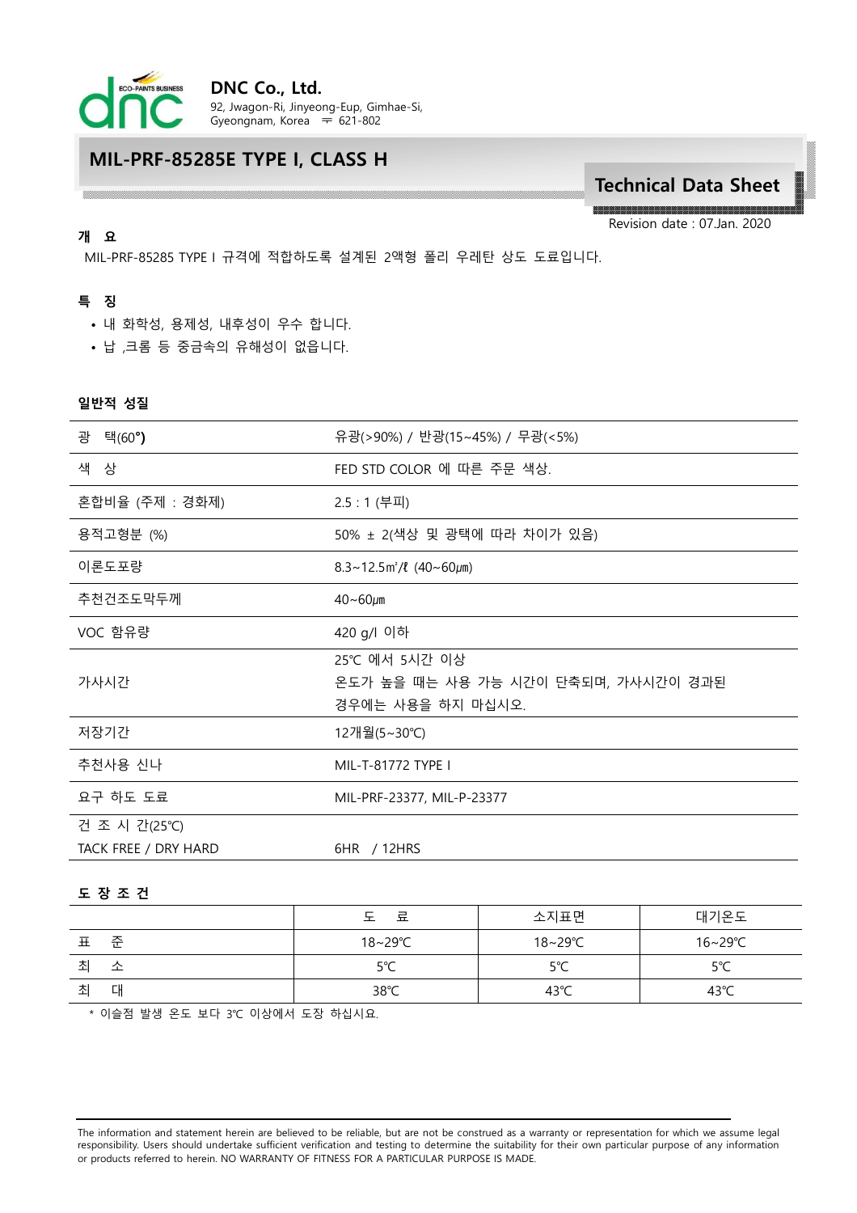**DNC Co., Ltd.**
92, Jwagon-Ri, Jinyeong-Eup, Gimhae-Si,
Gyeongnam, Korea 〒 621-802

# MIL-PRF-85285E TYPE I, CLASS H

## Technical Data Sheet

Revision date : 07.Jan. 2020

### 개 요

MIL-PRF-85285 TYPE I 규격에 적합하도록 설계된 2액형 폴리 우레탄 상도 도료입니다.

### 특 징

- 내 화학성, 용제성, 내후성이 우수 합니다.
- 납 ,크롬 등 중금속의 유해성이 없읍니다.

### 일반적 성질

| 항목 | 내용 |
|---|---|
| 광 택(60**°**) | 유광(>90%) / 반광(15~45%) / 무광(<5%) |
| 색 상 | FED STD COLOR 에 따른 주문 색상. |
| 혼합비율 (주제 : 경화제) | 2.5 : 1 (부피) |
| 용적고형분 (%) | 50% ± 2(색상 및 광택에 따라 차이가 있음) |
| 이론도포량 | 8.3~12.5㎡/ℓ (40~60㎛) |
| 추천건조도막두께 | 40~60㎛ |
| VOC 함유량 | 420 g/l 이하 |
| 가사시간 | 25℃ 에서 5시간 이상<br>온도가 높을 때는 사용 가능 시간이 단축되며, 가사시간이 경과된 경우에는 사용을 하지 마십시오. |
| 저장기간 | 12개월(5~30℃) |
| 추천사용 신나 | MIL-T-81772 TYPE I |
| 요구 하도 도료 | MIL-PRF-23377, MIL-P-23377 |
| 건 조 시 간(25℃)<br>TACK FREE / DRY HARD | 6HR / 12HRS |

### 도 장 조 건

| | 도 료 | 소지표면 | 대기온도 |
|---|---|---|---|
| 표 준 | 18~29℃ | 18~29℃ | 16~29℃ |
| 최 소 | 5℃ | 5℃ | 5℃ |
| 최 대 | 38℃ | 43℃ | 43℃ |

* 이슬점 발생 온도 보다 3℃ 이상에서 도장 하십시요.

The information and statement herein are believed to be reliable, but are not be construed as a warranty or representation for which we assume legal responsibility. Users should undertake sufficient verification and testing to determine the suitability for their own particular purpose of any information or products referred to herein. NO WARRANTY OF FITNESS FOR A PARTICULAR PURPOSE IS MADE.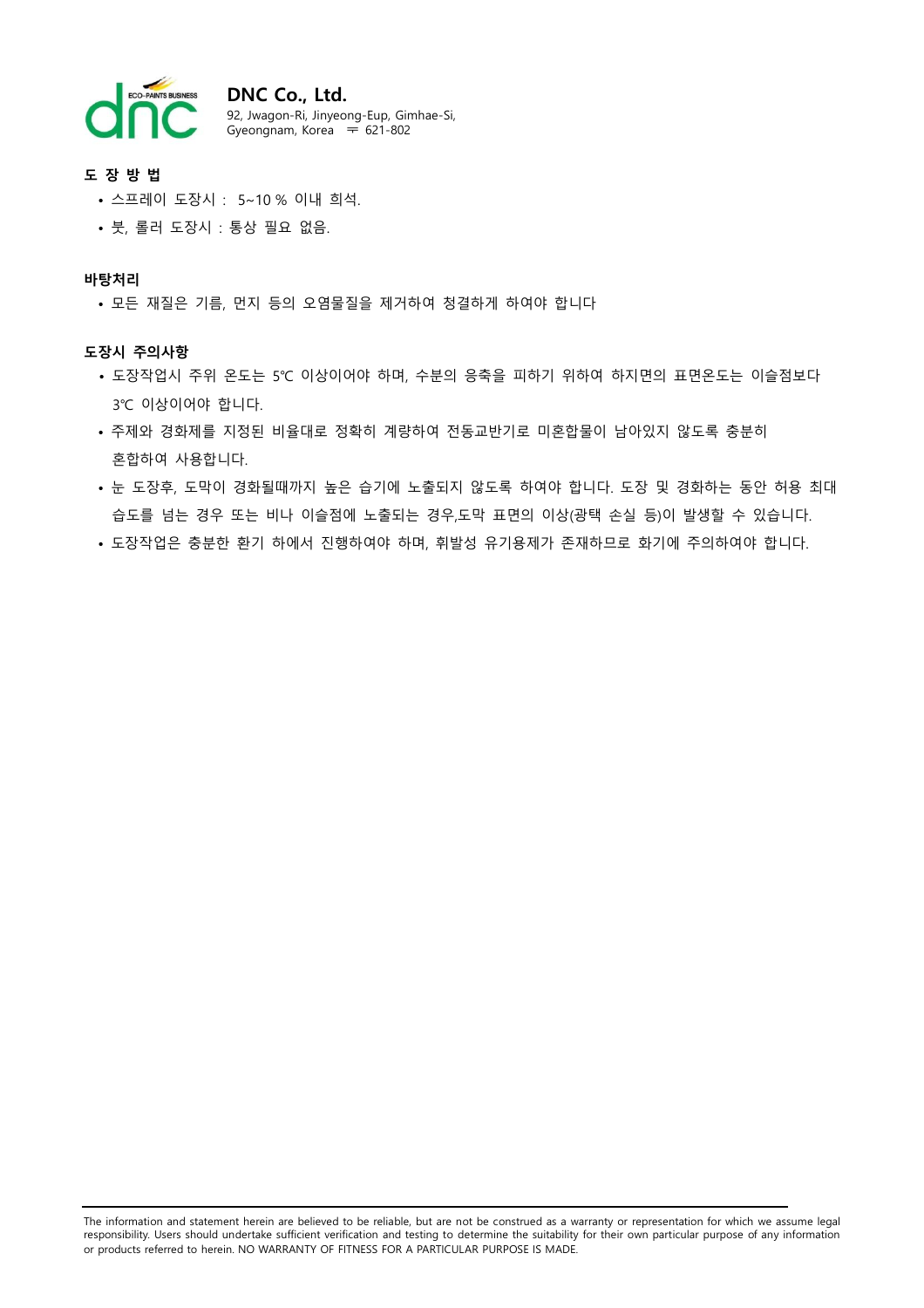**DNC Co., Ltd.**
92, Jwagon-Ri, Jinyeong-Eup, Gimhae-Si,
Gyeongnam, Korea 〒 621-802

**도 장 방 법**

- 스프레이 도장시 : 5~10 % 이내 희석.
- 붓, 롤러 도장시 : 통상 필요 없음.

**바탕처리**

- 모든 재질은 기름, 먼지 등의 오염물질을 제거하여 청결하게 하여야 합니다

**도장시 주의사항**

- 도장작업시 주위 온도는 5℃ 이상이어야 하며, 수분의 응축을 피하기 위하여 하지면의 표면온도는 이슬점보다 3℃ 이상이어야 합니다.
- 주제와 경화제를 지정된 비율대로 정확히 계량하여 전동교반기로 미혼합물이 남아있지 않도록 충분히 혼합하여 사용합니다.
- 눈 도장후, 도막이 경화될때까지 높은 습기에 노출되지 않도록 하여야 합니다. 도장 및 경화하는 동안 허용 최대 습도를 넘는 경우 또는 비나 이슬점에 노출되는 경우,도막 표면의 이상(광택 손실 등)이 발생할 수 있습니다.
- 도장작업은 충분한 환기 하에서 진행하여야 하며, 휘발성 유기용제가 존재하므로 화기에 주의하여야 합니다.

The information and statement herein are believed to be reliable, but are not be construed as a warranty or representation for which we assume legal responsibility. Users should undertake sufficient verification and testing to determine the suitability for their own particular purpose of any information or products referred to herein. NO WARRANTY OF FITNESS FOR A PARTICULAR PURPOSE IS MADE.